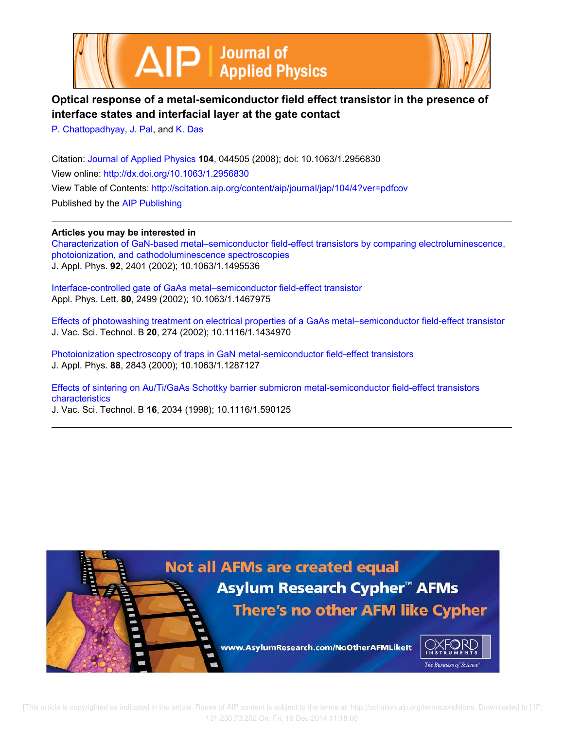# Optical response of a metal-semiconductor field effect transistor in the presence of interface states and interfacial layer at the gate contact

P. Chattopadhyay, J. Pal, and K. Das

Citation: Journal of Applied Physics **104**, 044505 (2008); doi: 10.1063/1.2956830

View online: http://dx.doi.org/10.1063/1.2956830

View Table of Contents: http://scitation.aip.org/content/aip/journal/jap/104/4?ver=pdfcov

Published by the AIP Publishing

---

**Articles you may be interested in**

Characterization of GaN-based metal–semiconductor field-effect transistors by comparing electroluminescence, photoionization, and cathodoluminescence spectroscopies
J. Appl. Phys. **92**, 2401 (2002); 10.1063/1.1495536

Interface-controlled gate of GaAs metal–semiconductor field-effect transistor
Appl. Phys. Lett. **80**, 2499 (2002); 10.1063/1.1467975

Effects of photowashing treatment on electrical properties of a GaAs metal–semiconductor field-effect transistor
J. Vac. Sci. Technol. B **20**, 274 (2002); 10.1116/1.1434970

Photoionization spectroscopy of traps in GaN metal-semiconductor field-effect transistors
J. Appl. Phys. **88**, 2843 (2000); 10.1063/1.1287127

Effects of sintering on Au/Ti/GaAs Schottky barrier submicron metal-semiconductor field-effect transistors characteristics
J. Vac. Sci. Technol. B **16**, 2034 (1998); 10.1116/1.590125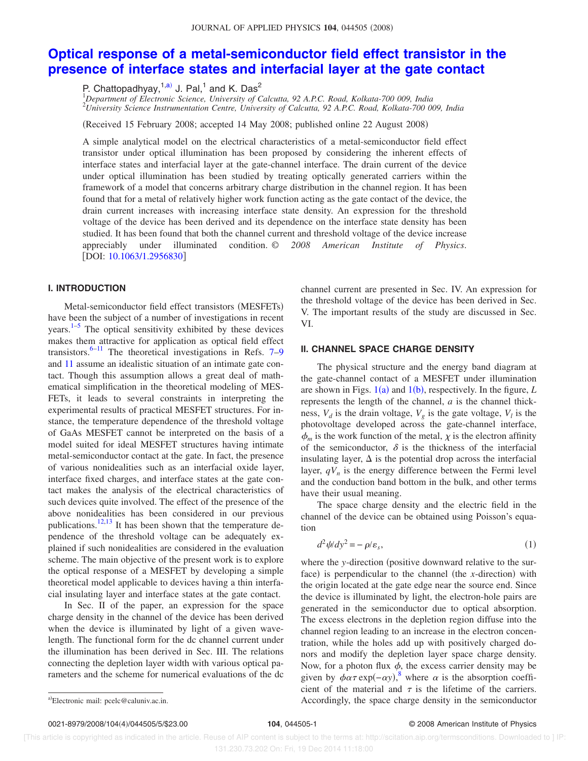# Optical response of a metal-semiconductor field effect transistor in the presence of interface states and interfacial layer at the gate contact

P. Chattopadhyay,[1,a)] J. Pal,[1] and K. Das[2]

[1]*Department of Electronic Science, University of Calcutta, 92 A.P.C. Road, Kolkata-700 009, India*
[2]*University Science Instrumentation Centre, University of Calcutta, 92 A.P.C. Road, Kolkata-700 009, India*

(Received 15 February 2008; accepted 14 May 2008; published online 22 August 2008)

A simple analytical model on the electrical characteristics of a metal-semiconductor field effect transistor under optical illumination has been proposed by considering the inherent effects of interface states and interfacial layer at the gate-channel interface. The drain current of the device under optical illumination has been studied by treating optically generated carriers within the framework of a model that concerns arbitrary charge distribution in the channel region. It has been found that for a metal of relatively higher work function acting as the gate contact of the device, the drain current increases with increasing interface state density. An expression for the threshold voltage of the device has been derived and its dependence on the interface state density has been studied. It has been found that both the channel current and threshold voltage of the device increase appreciably under illuminated condition. © *2008 American Institute of Physics*. [DOI: 10.1063/1.2956830]

## I. INTRODUCTION

Metal-semiconductor field effect transistors (MESFETs) have been the subject of a number of investigations in recent years.[1–5] The optical sensitivity exhibited by these devices makes them attractive for application as optical field effect transistors.[6–11] The theoretical investigations in Refs. 7–9 and 11 assume an idealistic situation of an intimate gate contact. Though this assumption allows a great deal of mathematical simplification in the theoretical modeling of MESFETs, it leads to several constraints in interpreting the experimental results of practical MESFET structures. For instance, the temperature dependence of the threshold voltage of GaAs MESFET cannot be interpreted on the basis of a model suited for ideal MESFET structures having intimate metal-semiconductor contact at the gate. In fact, the presence of various nonidealities such as an interfacial oxide layer, interface fixed charges, and interface states at the gate contact makes the analysis of the electrical characteristics of such devices quite involved. The effect of the presence of the above nonidealities has been considered in our previous publications.[12,13] It has been shown that the temperature dependence of the threshold voltage can be adequately explained if such nonidealities are considered in the evaluation scheme. The main objective of the present work is to explore the optical response of a MESFET by developing a simple theoretical model applicable to devices having a thin interfacial insulating layer and interface states at the gate contact.

In Sec. II of the paper, an expression for the space charge density in the channel of the device has been derived when the device is illuminated by light of a given wavelength. The functional form for the dc channel current under the illumination has been derived in Sec. III. The relations connecting the depletion layer width with various optical parameters and the scheme for numerical evaluations of the dc channel current are presented in Sec. IV. An expression for the threshold voltage of the device has been derived in Sec. V. The important results of the study are discussed in Sec. VI.

## II. CHANNEL SPACE CHARGE DENSITY

The physical structure and the energy band diagram at the gate-channel contact of a MESFET under illumination are shown in Figs. 1(a) and 1(b), respectively. In the figure, $L$ represents the length of the channel, $a$ is the channel thickness, $V_d$ is the drain voltage, $V_g$ is the gate voltage, $V_l$ is the photovoltage developed across the gate-channel interface, $\phi_m$ is the work function of the metal, $\chi$ is the electron affinity of the semiconductor, $\delta$ is the thickness of the interfacial insulating layer, $\Delta$ is the potential drop across the interfacial layer, $qV_n$ is the energy difference between the Fermi level and the conduction band bottom in the bulk, and other terms have their usual meaning.

The space charge density and the electric field in the channel of the device can be obtained using Poisson's equation

$$d^2\psi/dy^2 = -\rho/\varepsilon_s, \tag{1}$$

where the $y$-direction (positive downward relative to the surface) is perpendicular to the channel (the $x$-direction) with the origin located at the gate edge near the source end. Since the device is illuminated by light, the electron-hole pairs are generated in the semiconductor due to optical absorption. The excess electrons in the depletion region diffuse into the channel region leading to an increase in the electron concentration, while the holes add up with positively charged donors and modify the depletion layer space charge density. Now, for a photon flux $\phi$, the excess carrier density may be given by $\phi\alpha\tau\exp(-\alpha y)$,[8] where $\alpha$ is the absorption coefficient of the material and $\tau$ is the lifetime of the carriers. Accordingly, the space charge density in the semiconductor

a)Electronic mail: pcelc@caluniv.ac.in.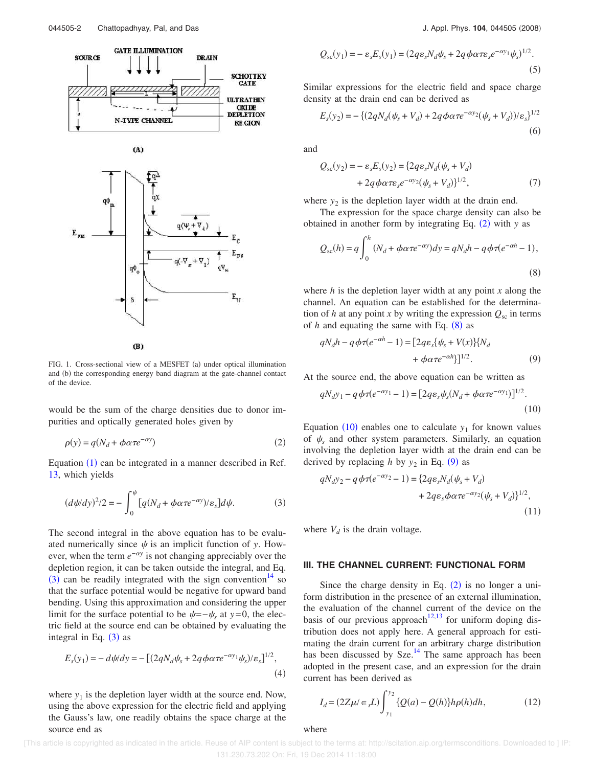FIG. 1. Cross-sectional view of a MESFET (a) under optical illumination and (b) the corresponding energy band diagram at the gate-channel contact of the device.

would be the sum of the charge densities due to donor impurities and optically generated holes given by

$$\rho(y) = q(N_d + \phi\alpha\tau e^{-\alpha y}) \tag{2}$$

Equation (1) can be integrated in a manner described in Ref. 13, which yields

$$(d\psi/dy)^2/2 = -\int_0^{\psi} [q(N_d + \phi\alpha\tau e^{-\alpha y})/\varepsilon_s] d\psi. \tag{3}$$

The second integral in the above equation has to be evaluated numerically since $\psi$ is an implicit function of $y$. However, when the term $e^{-\alpha y}$ is not changing appreciably over the depletion region, it can be taken outside the integral, and Eq. (3) can be readily integrated with the sign convention[14] so that the surface potential would be negative for upward band bending. Using this approximation and considering the upper limit for the surface potential to be $\psi = -\psi_s$ at $y = 0$, the electric field at the source end can be obtained by evaluating the integral in Eq. (3) as

$$E_s(y_1) = -d\psi/dy = -[(2qN_d\psi_s + 2q\phi\alpha\tau e^{-\alpha y_1}\psi_s)/\varepsilon_s]^{1/2}, \tag{4}$$

where $y_1$ is the depletion layer width at the source end. Now, using the above expression for the electric field and applying the Gauss's law, one readily obtains the space charge at the source end as

$$Q_{sc}(y_1) = -\varepsilon_s E_s(y_1) = (2q\varepsilon_s N_d \psi_s + 2q\phi\alpha\tau\varepsilon_s e^{-\alpha y_1}\psi_s)^{1/2}. \tag{5}$$

Similar expressions for the electric field and space charge density at the drain end can be derived as

$$E_s(y_2) = -\{(2qN_d(\psi_s + V_d) + 2q\phi\alpha\tau e^{-\alpha y_2}(\psi_s + V_d))/\varepsilon_s\}^{1/2} \tag{6}$$

and

$$Q_{sc}(y_2) = -\varepsilon_s E_s(y_2) = \{2q\varepsilon_s N_d(\psi_s + V_d) + 2q\phi\alpha\tau\varepsilon_s e^{-\alpha y_2}(\psi_s + V_d)\}^{1/2}, \tag{7}$$

where $y_2$ is the depletion layer width at the drain end.

The expression for the space charge density can also be obtained in another form by integrating Eq. (2) with $y$ as

$$Q_{sc}(h) = q\int_0^h (N_d + \phi\alpha\tau e^{-\alpha y}) dy = qN_d h - q\phi\tau(e^{-\alpha h} - 1), \tag{8}$$

where $h$ is the depletion layer width at any point $x$ along the channel. An equation can be established for the determination of $h$ at any point $x$ by writing the expression $Q_{sc}$ in terms of $h$ and equating the same with Eq. (8) as

$$qN_d h - q\phi\tau(e^{-\alpha h} - 1) = [2q\varepsilon_s\{\psi_s + V(x)\}\{N_d + \phi\alpha\tau e^{-\alpha h}\}]^{1/2}. \tag{9}$$

At the source end, the above equation can be written as

$$qN_d y_1 - q\phi\tau(e^{-\alpha y_1} - 1) = [2q\varepsilon_s\psi_s(N_d + \phi\alpha\tau e^{-\alpha y_1})]^{1/2}. \tag{10}$$

Equation (10) enables one to calculate $y_1$ for known values of $\psi_s$ and other system parameters. Similarly, an equation involving the depletion layer width at the drain end can be derived by replacing $h$ by $y_2$ in Eq. (9) as

$$qN_d y_2 - q\phi\tau(e^{-\alpha y_2} - 1) = \{2q\varepsilon_s N_d(\psi_s + V_d) + 2q\varepsilon_s\phi\alpha\tau e^{-\alpha y_2}(\psi_s + V_d)\}^{1/2}, \tag{11}$$

where $V_d$ is the drain voltage.

## III. THE CHANNEL CURRENT: FUNCTIONAL FORM

Since the charge density in Eq. (2) is no longer a uniform distribution in the presence of an external illumination, the evaluation of the channel current of the device on the basis of our previous approach[12,13] for uniform doping distribution does not apply here. A general approach for estimating the drain current for an arbitrary charge distribution has been discussed by Sze.[14] The same approach has been adopted in the present case, and an expression for the drain current has been derived as

$$I_d = (2Z\mu/\in_s L)\int_{y_1}^{y_2} \{Q(a) - Q(h)\} h\rho(h) dh, \tag{12}$$

where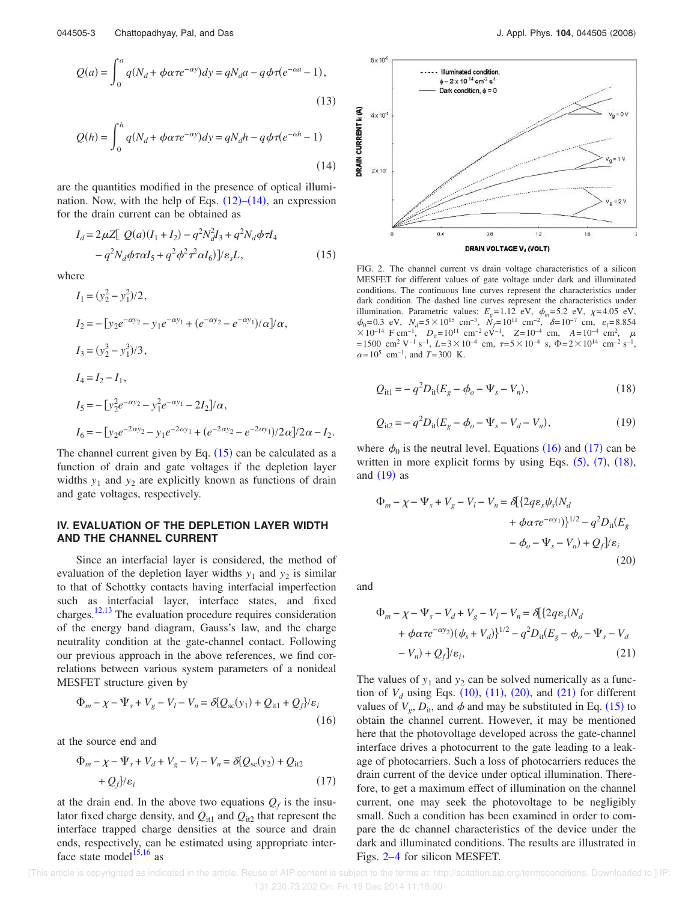$$Q(a) = \int_0^a q(N_d + \phi\alpha\tau e^{-\alpha y})dy = qN_d a - q\phi\tau(e^{-\alpha a} - 1), \tag{13}$$

$$Q(h) = \int_0^h q(N_d + \phi\alpha\tau e^{-\alpha y})dy = qN_d h - q\phi\tau(e^{-\alpha h} - 1) \tag{14}$$

are the quantities modified in the presence of optical illumination. Now, with the help of Eqs. (12)–(14), an expression for the drain current can be obtained as

$$I_d = 2\mu Z[\,Q(a)(I_1 + I_2) - q^2N_d^2 I_3 + q^2 N_d \phi\tau I_4 - q^2 N_d \phi\tau\alpha I_5 + q^2\phi^2\tau^2\alpha I_6)]/\varepsilon_s L, \tag{15}$$

where

$$I_1 = (y_2^2 - y_1^2)/2,$$

$$I_2 = -[y_2 e^{-\alpha y_2} - y_1 e^{-\alpha y_1} + (e^{-\alpha y_2} - e^{-\alpha y_1})/\alpha]/\alpha,$$

$$I_3 = (y_2^3 - y_1^3)/3,$$

$$I_4 = I_2 - I_1,$$

$$I_5 = -[y_2^2 e^{-\alpha y_2} - y_1^2 e^{-\alpha y_1} - 2I_2]/\alpha,$$

$$I_6 = -[y_2 e^{-2\alpha y_2} - y_1 e^{-2\alpha y_1} + (e^{-2\alpha y_2} - e^{-2\alpha y_1})/2\alpha]/2\alpha - I_2.$$

The channel current given by Eq. (15) can be calculated as a function of drain and gate voltages if the depletion layer widths $y_1$ and $y_2$ are explicitly known as functions of drain and gate voltages, respectively.

## IV. EVALUATION OF THE DEPLETION LAYER WIDTH AND THE CHANNEL CURRENT

Since an interfacial layer is considered, the method of evaluation of the depletion layer widths $y_1$ and $y_2$ is similar to that of Schottky contacts having interfacial imperfection such as interfacial layer, interface states, and fixed charges.[12,13] The evaluation procedure requires consideration of the energy band diagram, Gauss's law, and the charge neutrality condition at the gate-channel contact. Following our previous approach in the above references, we find correlations between various system parameters of a nonideal MESFET structure given by

$$\Phi_m - \chi - \Psi_s + V_g - V_l - V_n = \delta\{Q_{sc}(y_1) + Q_{it1} + Q_f\}/\varepsilon_i \tag{16}$$

at the source end and

$$\Phi_m - \chi - \Psi_s + V_d + V_g - V_l - V_n = \delta\{Q_{sc}(y_2) + Q_{it2} + Q_f\}/\varepsilon_i \tag{17}$$

at the drain end. In the above two equations $Q_f$ is the insulator fixed charge density, and $Q_{it1}$ and $Q_{it2}$ that represent the interface trapped charge densities at the source and drain ends, respectively, can be estimated using appropriate interface state model[15,16] as

FIG. 2. The channel current vs drain voltage characteristics of a silicon MESFET for different values of gate voltage under dark and illuminated conditions. The continuous line curves represent the characteristics under dark condition. The dashed line curves represent the characteristics under illumination. Parametric values: $E_g$=1.12 eV, $\phi_m$=5.2 eV, $\chi$=4.05 eV, $\phi_0$=0.3 eV, $N_d$=5×10$^{15}$ cm$^{-3}$, $N_f$=10$^{11}$ cm$^{-2}$, $\delta$=10$^{-7}$ cm, $\varepsilon_i$=8.854 ×10$^{-14}$ F cm$^{-1}$, $D_{it}$=10$^{11}$ cm$^{-2}$ eV$^{-1}$, $Z$=10$^{-4}$ cm, $A$=10$^{-4}$ cm$^2$, $\mu$ =1500 cm$^2$ V$^{-1}$ s$^{-1}$, $L$=3×10$^{-4}$ cm, $\tau$=5×10$^{-4}$ s, $\Phi$=2×10$^{14}$ cm$^{-2}$ s$^{-1}$, $\alpha$=10$^5$ cm$^{-1}$, and $T$=300 K.

$$Q_{it1} = -q^2 D_{it}(E_g - \phi_o - \Psi_s - V_n), \tag{18}$$

$$Q_{it2} = -q^2 D_{it}(E_g - \phi_o - \Psi_s - V_d - V_n), \tag{19}$$

where $\phi_0$ is the neutral level. Equations (16) and (17) can be written in more explicit forms by using Eqs. (5), (7), (18), and (19) as

$$\Phi_m - \chi - \Psi_s + V_g - V_l - V_n = \delta[\{2q\varepsilon_s\psi_s(N_d + \phi\alpha\tau e^{-\alpha y_1})\}^{1/2} - q^2 D_{it}(E_g - \phi_o - \Psi_s - V_n) + Q_f]/\varepsilon_i \tag{20}$$

and

$$\Phi_m - \chi - \Psi_s - V_d + V_g - V_l - V_n = \delta[\{2q\varepsilon_s(N_d + \phi\alpha\tau e^{-\alpha y_2})(\psi_s + V_d)\}^{1/2} - q^2 D_{it}(E_g - \phi_o - \Psi_s - V_d - V_n) + Q_f]/\varepsilon_i, \tag{21}$$

The values of $y_1$ and $y_2$ can be solved numerically as a function of $V_d$ using Eqs. (10), (11), (20), and (21) for different values of $V_g$, $D_{it}$, and $\phi$ and may be substituted in Eq. (15) to obtain the channel current. However, it may be mentioned here that the photovoltage developed across the gate-channel interface drives a photocurrent to the gate leading to a leakage of photocarriers. Such a loss of photocarriers reduces the drain current of the device under optical illumination. Therefore, to get a maximum effect of illumination on the channel current, one may seek the photovoltage to be negligibly small. Such a condition has been examined in order to compare the dc channel characteristics of the device under the dark and illuminated conditions. The results are illustrated in Figs. 2–4 for silicon MESFET.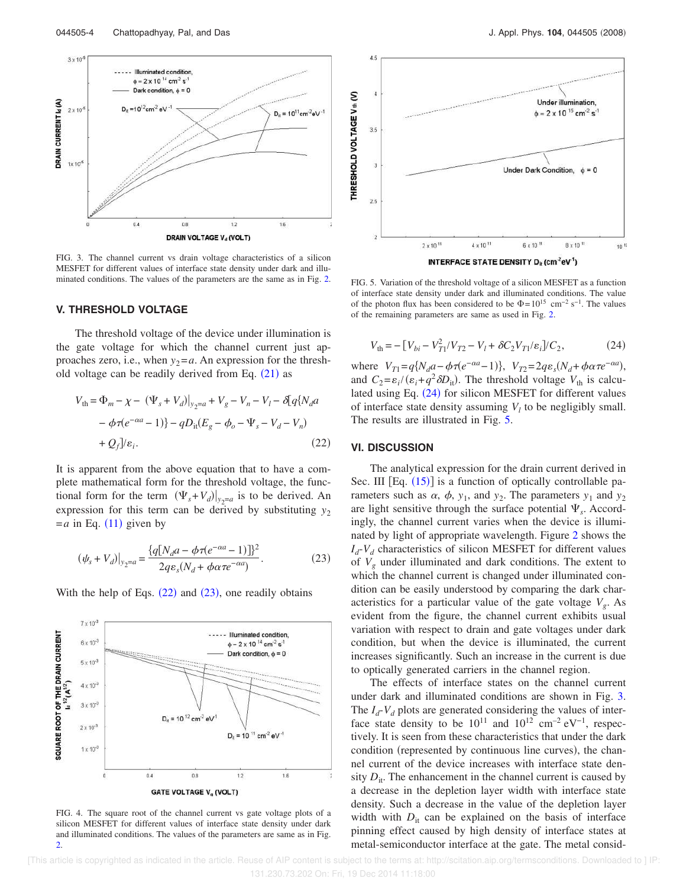FIG. 3. The channel current vs drain voltage characteristics of a silicon MESFET for different values of interface state density under dark and illuminated conditions. The values of the parameters are the same as in Fig. 2.

## V. THRESHOLD VOLTAGE

The threshold voltage of the device under illumination is the gate voltage for which the channel current just approaches zero, i.e., when $y_2 = a$. An expression for the threshold voltage can be readily derived from Eq. (21) as

$$V_{\text{th}} = \Phi_m - \chi - (\Psi_s + V_d)|_{y_2=a} + V_g - V_n - V_l - \delta[q\{N_d a - \phi\tau(e^{-\alpha a} - 1)\} - qD_{\text{it}}(E_g - \phi_o - \Psi_s - V_d - V_n) + Q_f]/\varepsilon_i. \tag{22}$$

It is apparent from the above equation that to have a complete mathematical form for the threshold voltage, the functional form for the term $(\Psi_s + V_d)|_{y_2=a}$ is to be derived. An expression for this term can be derived by substituting $y_2 = a$ in Eq. (11) given by

$$(\psi_s + V_d)|_{y_2=a} = \frac{\{q[N_d a - \phi\tau(e^{-\alpha a} - 1)]\}^2}{2q\varepsilon_s(N_d + \phi\alpha\tau e^{-\alpha a})}. \tag{23}$$

With the help of Eqs. (22) and (23), one readily obtains

FIG. 4. The square root of the channel current vs gate voltage plots of a silicon MESFET for different values of interface state density under dark and illuminated conditions. The values of the parameters are same as in Fig. 2.

FIG. 5. Variation of the threshold voltage of a silicon MESFET as a function of interface state density under dark and illuminated conditions. The value of the photon flux has been considered to be $\Phi = 10^{15}$ cm$^{-2}$ s$^{-1}$. The values of the remaining parameters are same as used in Fig. 2.

$$V_{\text{th}} = -[V_{bi} - V_{T1}^2/V_{T2} - V_l + \delta C_2 V_{T1}/\varepsilon_i]/C_2, \tag{24}$$

where $V_{T1} = q\{N_d a - \phi\tau(e^{-\alpha a} - 1)\}$, $V_{T2} = 2q\varepsilon_s(N_d + \phi\alpha\tau e^{-\alpha a})$, and $C_2 = \varepsilon_i/(\varepsilon_i + q^2\delta D_{\text{it}})$. The threshold voltage $V_{\text{th}}$ is calculated using Eq. (24) for silicon MESFET for different values of interface state density assuming $V_l$ to be negligibly small. The results are illustrated in Fig. 5.

## VI. DISCUSSION

The analytical expression for the drain current derived in Sec. III [Eq. (15)] is a function of optically controllable parameters such as $\alpha$, $\phi$, $y_1$, and $y_2$. The parameters $y_1$ and $y_2$ are light sensitive through the surface potential $\Psi_s$. Accordingly, the channel current varies when the device is illuminated by light of appropriate wavelength. Figure 2 shows the $I_d$-$V_d$ characteristics of silicon MESFET for different values of $V_g$ under illuminated and dark conditions. The extent to which the channel current is changed under illuminated condition can be easily understood by comparing the dark characteristics for a particular value of the gate voltage $V_g$. As evident from the figure, the channel current exhibits usual variation with respect to drain and gate voltages under dark condition, but when the device is illuminated, the current increases significantly. Such an increase in the current is due to optically generated carriers in the channel region.

The effects of interface states on the channel current under dark and illuminated conditions are shown in Fig. 3. The $I_d$-$V_d$ plots are generated considering the values of interface state density to be $10^{11}$ and $10^{12}$ cm$^{-2}$ eV$^{-1}$, respectively. It is seen from these characteristics that under the dark condition (represented by continuous line curves), the channel current of the device increases with interface state density $D_{\text{it}}$. The enhancement in the channel current is caused by a decrease in the depletion layer width with interface state density. Such a decrease in the value of the depletion layer width with $D_{\text{it}}$ can be explained on the basis of interface pinning effect caused by high density of interface states at metal-semiconductor interface at the gate. The metal consid-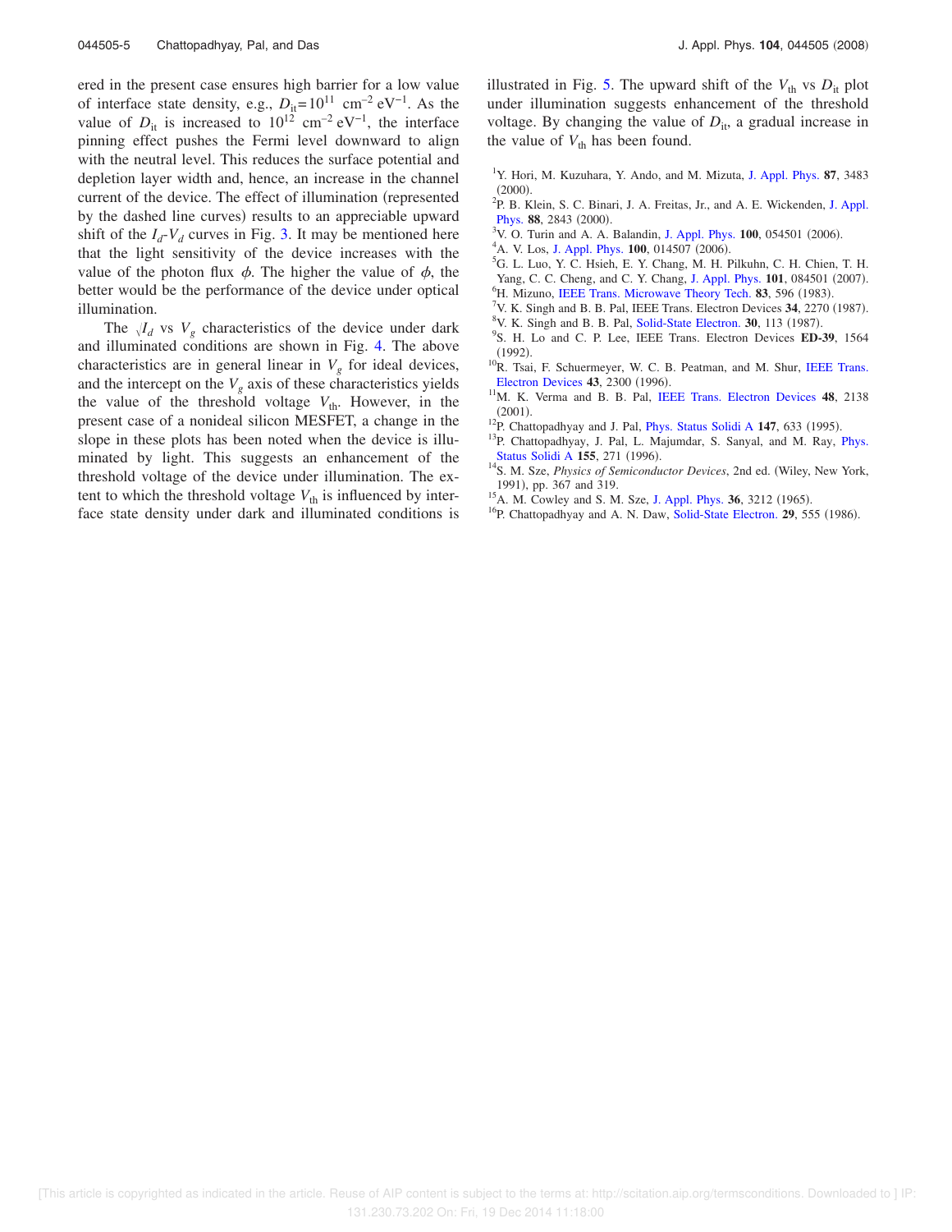ered in the present case ensures high barrier for a low value of interface state density, e.g., $D_{it}=10^{11}$ cm$^{-2}$ eV$^{-1}$. As the value of $D_{it}$ is increased to $10^{12}$ cm$^{-2}$ eV$^{-1}$, the interface pinning effect pushes the Fermi level downward to align with the neutral level. This reduces the surface potential and depletion layer width and, hence, an increase in the channel current of the device. The effect of illumination (represented by the dashed line curves) results to an appreciable upward shift of the $I_d$-$V_d$ curves in Fig. 3. It may be mentioned here that the light sensitivity of the device increases with the value of the photon flux $\phi$. The higher the value of $\phi$, the better would be the performance of the device under optical illumination.

The $\sqrt{I_d}$ vs $V_g$ characteristics of the device under dark and illuminated conditions are shown in Fig. 4. The above characteristics are in general linear in $V_g$ for ideal devices, and the intercept on the $V_g$ axis of these characteristics yields the value of the threshold voltage $V_{th}$. However, in the present case of a nonideal silicon MESFET, a change in the slope in these plots has been noted when the device is illuminated by light. This suggests an enhancement of the threshold voltage of the device under illumination. The extent to which the threshold voltage $V_{th}$ is influenced by interface state density under dark and illuminated conditions is illustrated in Fig. 5. The upward shift of the $V_{th}$ vs $D_{it}$ plot under illumination suggests enhancement of the threshold voltage. By changing the value of $D_{it}$, a gradual increase in the value of $V_{th}$ has been found.

[1] Y. Hori, M. Kuzuhara, Y. Ando, and M. Mizuta, J. Appl. Phys. **87**, 3483 (2000).
[2] P. B. Klein, S. C. Binari, J. A. Freitas, Jr., and A. E. Wickenden, J. Appl. Phys. **88**, 2843 (2000).
[3] V. O. Turin and A. A. Balandin, J. Appl. Phys. **100**, 054501 (2006).
[4] A. V. Los, J. Appl. Phys. **100**, 014507 (2006).
[5] G. L. Luo, Y. C. Hsieh, E. Y. Chang, M. H. Pilkuhn, C. H. Chien, T. H. Yang, C. C. Cheng, and C. Y. Chang, J. Appl. Phys. **101**, 084501 (2007).
[6] H. Mizuno, IEEE Trans. Microwave Theory Tech. **83**, 596 (1983).
[7] V. K. Singh and B. B. Pal, IEEE Trans. Electron Devices **34**, 2270 (1987).
[8] V. K. Singh and B. B. Pal, Solid-State Electron. **30**, 113 (1987).
[9] S. H. Lo and C. P. Lee, IEEE Trans. Electron Devices **ED-39**, 1564 (1992).
[10] R. Tsai, F. Schuermeyer, W. C. B. Peatman, and M. Shur, IEEE Trans. Electron Devices **43**, 2300 (1996).
[11] M. K. Verma and B. B. Pal, IEEE Trans. Electron Devices **48**, 2138 (2001).
[12] P. Chattopadhyay and J. Pal, Phys. Status Solidi A **147**, 633 (1995).
[13] P. Chattopadhyay, J. Pal, L. Majumdar, S. Sanyal, and M. Ray, Phys. Status Solidi A **155**, 271 (1996).
[14] S. M. Sze, *Physics of Semiconductor Devices*, 2nd ed. (Wiley, New York, 1991), pp. 367 and 319.
[15] A. M. Cowley and S. M. Sze, J. Appl. Phys. **36**, 3212 (1965).
[16] P. Chattopadhyay and A. N. Daw, Solid-State Electron. **29**, 555 (1986).